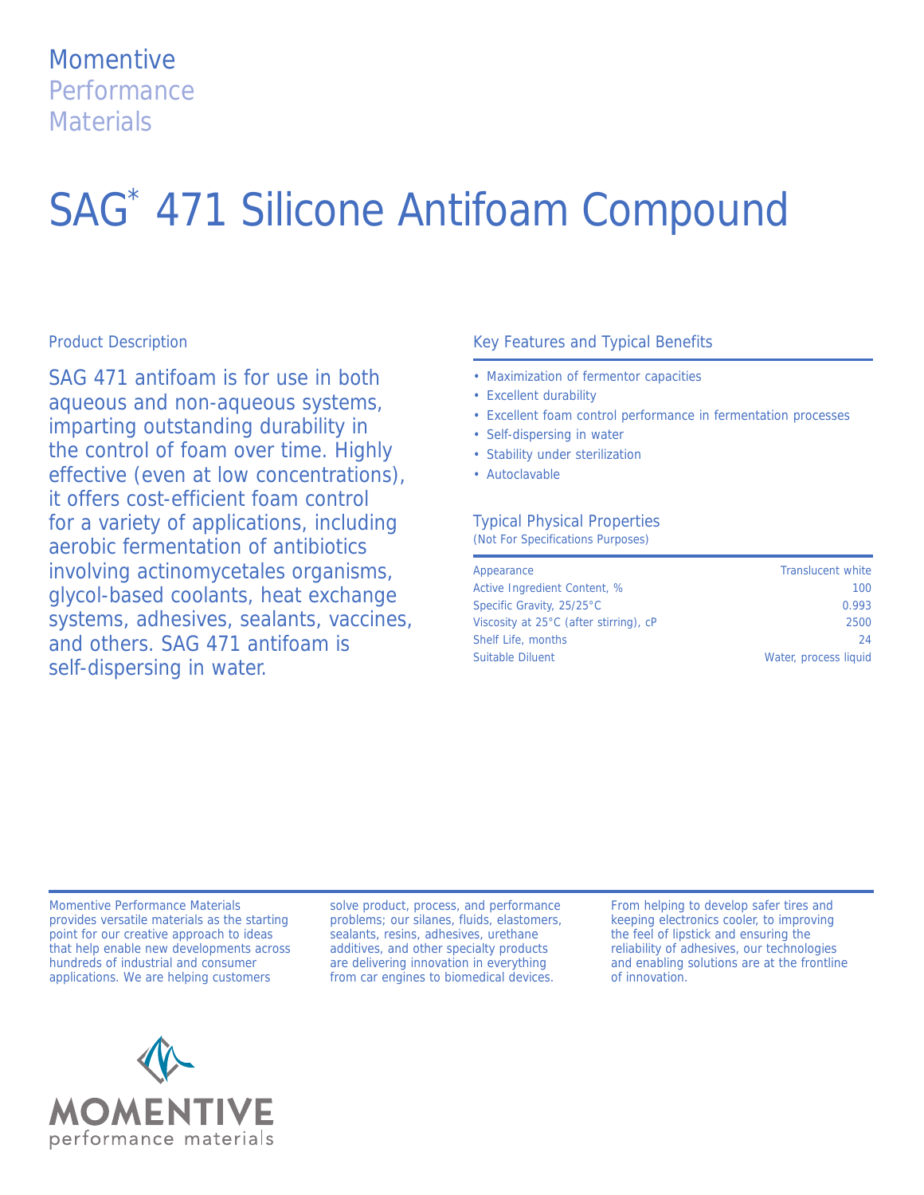Momentive
Performance
Materials

# SAG* 471 Silicone Antifoam Compound

## Product Description

SAG 471 antifoam is for use in both aqueous and non-aqueous systems, imparting outstanding durability in the control of foam over time. Highly effective (even at low concentrations), it offers cost-efficient foam control for a variety of applications, including aerobic fermentation of antibiotics involving actinomycetales organisms, glycol-based coolants, heat exchange systems, adhesives, sealants, vaccines, and others. SAG 471 antifoam is self-dispersing in water.

## Key Features and Typical Benefits

- Maximization of fermentor capacities
- Excellent durability
- Excellent foam control performance in fermentation processes
- Self-dispersing in water
- Stability under sterilization
- Autoclavable

## Typical Physical Properties

(Not For Specifications Purposes)

| | |
|---|---|
| Appearance | Translucent white |
| Active Ingredient Content, % | 100 |
| Specific Gravity, 25/25°C | 0.993 |
| Viscosity at 25°C (after stirring), cP | 2500 |
| Shelf Life, months | 24 |
| Suitable Diluent | Water, process liquid |

Momentive Performance Materials provides versatile materials as the starting point for our creative approach to ideas that help enable new developments across hundreds of industrial and consumer applications. We are helping customers solve product, process, and performance problems; our silanes, fluids, elastomers, sealants, resins, adhesives, urethane additives, and other specialty products are delivering innovation in everything from car engines to biomedical devices. From helping to develop safer tires and keeping electronics cooler, to improving the feel of lipstick and ensuring the reliability of adhesives, our technologies and enabling solutions are at the frontline of innovation.

MOMENTIVE
performance materials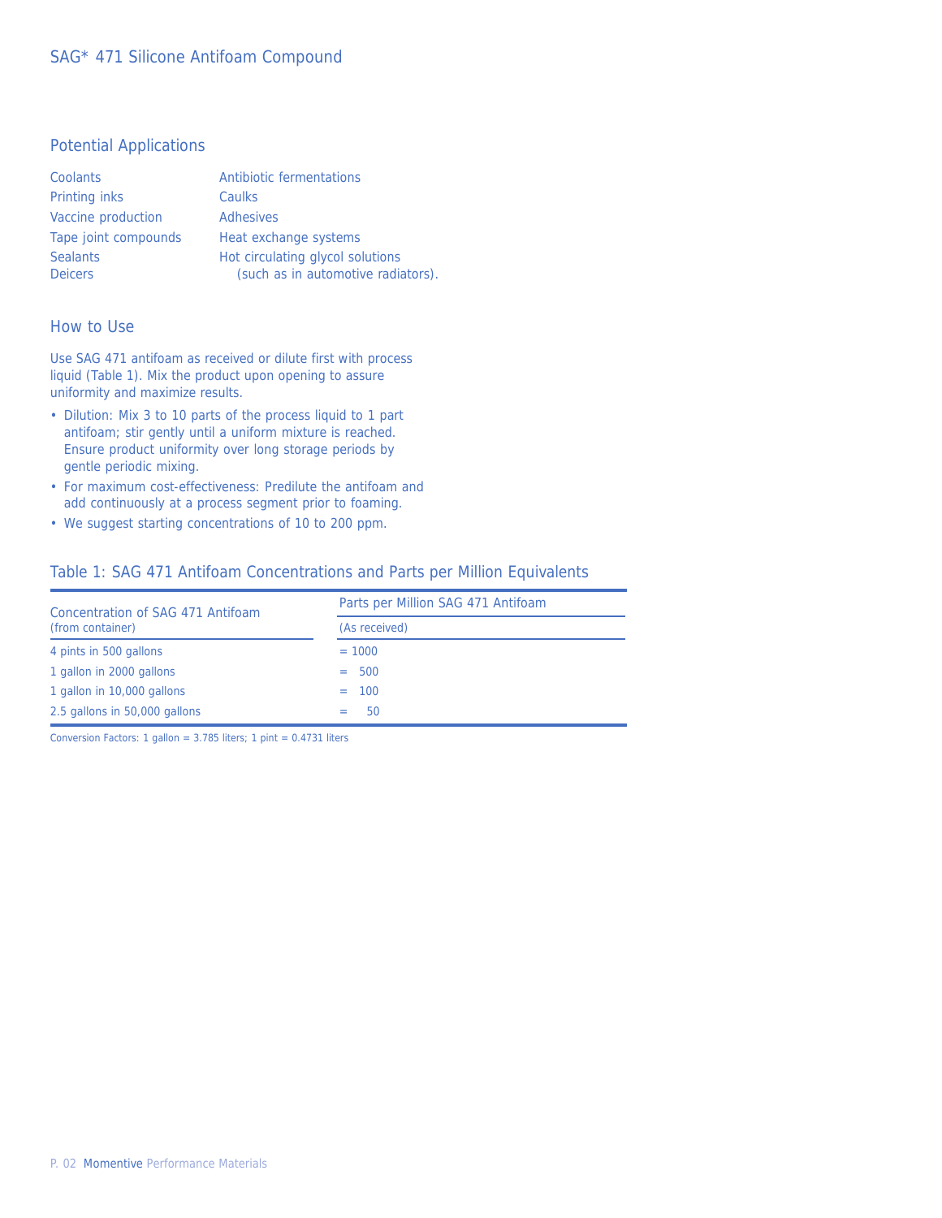## Potential Applications

- Coolants
- Printing inks
- Vaccine production
- Tape joint compounds
- Sealants
- Deicers
- Antibiotic fermentations
- Caulks
- Adhesives
- Heat exchange systems
- Hot circulating glycol solutions (such as in automotive radiators).

## How to Use

Use SAG 471 antifoam as received or dilute first with process liquid (Table 1). Mix the product upon opening to assure uniformity and maximize results.

- Dilution: Mix 3 to 10 parts of the process liquid to 1 part antifoam; stir gently until a uniform mixture is reached. Ensure product uniformity over long storage periods by gentle periodic mixing.
- For maximum cost-effectiveness: Predilute the antifoam and add continuously at a process segment prior to foaming.
- We suggest starting concentrations of 10 to 200 ppm.

## Table 1: SAG 471 Antifoam Concentrations and Parts per Million Equivalents

| Concentration of SAG 471 Antifoam (from container) | Parts per Million SAG 471 Antifoam (As received) |
|---|---|
| 4 pints in 500 gallons | = 1000 |
| 1 gallon in 2000 gallons | = 500 |
| 1 gallon in 10,000 gallons | = 100 |
| 2.5 gallons in 50,000 gallons | = 50 |

Conversion Factors: 1 gallon = 3.785 liters; 1 pint = 0.4731 liters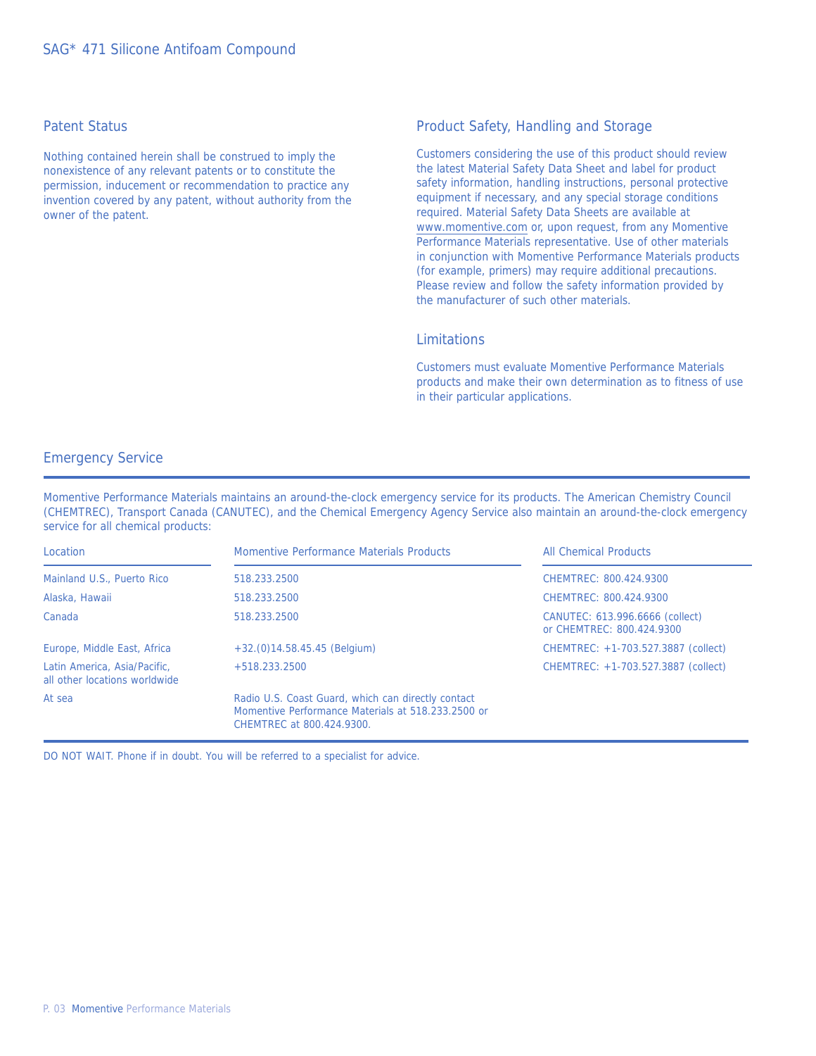## Patent Status

Nothing contained herein shall be construed to imply the nonexistence of any relevant patents or to constitute the permission, inducement or recommendation to practice any invention covered by any patent, without authority from the owner of the patent.

## Product Safety, Handling and Storage

Customers considering the use of this product should review the latest Material Safety Data Sheet and label for product safety information, handling instructions, personal protective equipment if necessary, and any special storage conditions required. Material Safety Data Sheets are available at www.momentive.com or, upon request, from any Momentive Performance Materials representative. Use of other materials in conjunction with Momentive Performance Materials products (for example, primers) may require additional precautions. Please review and follow the safety information provided by the manufacturer of such other materials.

## Limitations

Customers must evaluate Momentive Performance Materials products and make their own determination as to fitness of use in their particular applications.

## Emergency Service

Momentive Performance Materials maintains an around-the-clock emergency service for its products. The American Chemistry Council (CHEMTREC), Transport Canada (CANUTEC), and the Chemical Emergency Agency Service also maintain an around-the-clock emergency service for all chemical products:

| Location | Momentive Performance Materials Products | All Chemical Products |
|---|---|---|
| Mainland U.S., Puerto Rico | 518.233.2500 | CHEMTREC: 800.424.9300 |
| Alaska, Hawaii | 518.233.2500 | CHEMTREC: 800.424.9300 |
| Canada | 518.233.2500 | CANUTEC: 613.996.6666 (collect) or CHEMTREC: 800.424.9300 |
| Europe, Middle East, Africa | +32.(0)14.58.45.45 (Belgium) | CHEMTREC: +1-703.527.3887 (collect) |
| Latin America, Asia/Pacific, all other locations worldwide | +518.233.2500 | CHEMTREC: +1-703.527.3887 (collect) |
| At sea | Radio U.S. Coast Guard, which can directly contact Momentive Performance Materials at 518.233.2500 or CHEMTREC at 800.424.9300. | |

DO NOT WAIT. Phone if in doubt. You will be referred to a specialist for advice.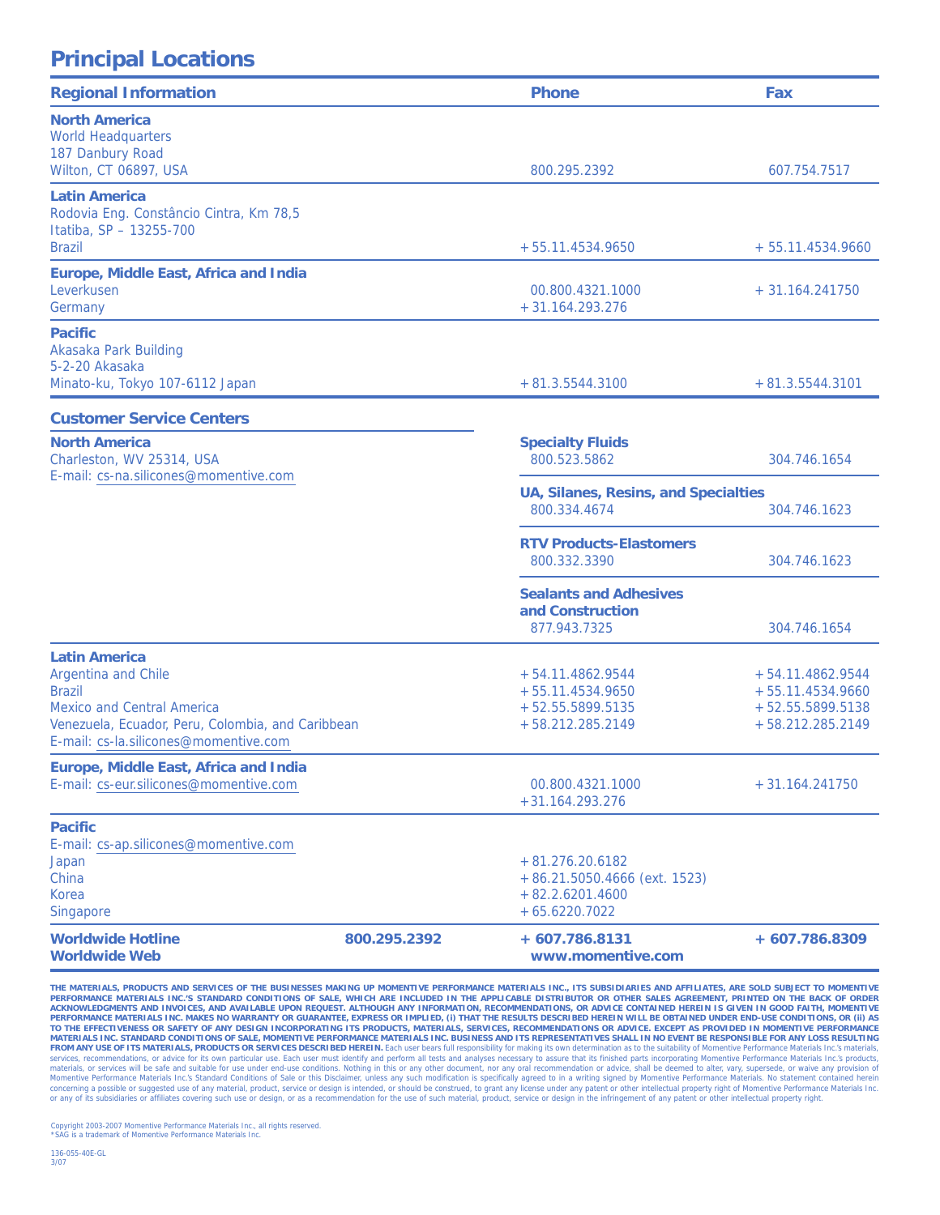# Principal Locations

| Regional Information | Phone | Fax |
|---|---|---|
| **North America**<br>World Headquarters<br>187 Danbury Road<br>Wilton, CT 06897, USA | 800.295.2392 | 607.754.7517 |
| **Latin America**<br>Rodovia Eng. Constâncio Cintra, Km 78,5<br>Itatiba, SP – 13255-700<br>Brazil | +55.11.4534.9650 | + 55.11.4534.9660 |
| **Europe, Middle East, Africa and India**<br>Leverkusen<br>Germany | 00.800.4321.1000<br>+31.164.293.276 | +31.164.241750 |
| **Pacific**<br>Akasaka Park Building<br>5-2-20 Akasaka<br>Minato-ku, Tokyo 107-6112 Japan | +81.3.5544.3100 | +81.3.5544.3101 |

## Customer Service Centers

| | | |
|---|---|---|
| **North America**<br>Charleston, WV 25314, USA<br>E-mail: cs-na.silicones@momentive.com | **Specialty Fluids**<br>800.523.5862 | 304.746.1654 |
| | **UA, Silanes, Resins, and Specialties**<br>800.334.4674 | 304.746.1623 |
| | **RTV Products-Elastomers**<br>800.332.3390 | 304.746.1623 |
| | **Sealants and Adhesives and Construction**<br>877.943.7325 | 304.746.1654 |
| **Latin America** | | |
| Argentina and Chile | +54.11.4862.9544 | +54.11.4862.9544 |
| Brazil | +55.11.4534.9650 | +55.11.4534.9660 |
| Mexico and Central America | +52.55.5899.5135 | +52.55.5899.5138 |
| Venezuela, Ecuador, Peru, Colombia, and Caribbean<br>E-mail: cs-la.silicones@momentive.com | +58.212.285.2149 | +58.212.285.2149 |
| **Europe, Middle East, Africa and India**<br>E-mail: cs-eur.silicones@momentive.com | 00.800.4321.1000<br>+31.164.293.276 | +31.164.241750 |
| **Pacific**<br>E-mail: cs-ap.silicones@momentive.com | | |
| Japan | +81.276.20.6182 | |
| China | +86.21.5050.4666 (ext. 1523) | |
| Korea | +82.2.6201.4600 | |
| Singapore | +65.6220.7022 | |
| **Worldwide Hotline** **800.295.2392**<br>**Worldwide Web** | **+ 607.786.8131**<br>**www.momentive.com** | **+ 607.786.8309** |

**THE MATERIALS, PRODUCTS AND SERVICES OF THE BUSINESSES MAKING UP MOMENTIVE PERFORMANCE MATERIALS INC., ITS SUBSIDIARIES AND AFFILIATES, ARE SOLD SUBJECT TO MOMENTIVE PERFORMANCE MATERIALS INC.'S STANDARD CONDITIONS OF SALE, WHICH ARE INCLUDED IN THE APPLICABLE DISTRIBUTOR OR OTHER SALES AGREEMENT, PRINTED ON THE BACK OF ORDER ACKNOWLEDGMENTS AND INVOICES, AND AVAILABLE UPON REQUEST. ALTHOUGH ANY INFORMATION, RECOMMENDATIONS, OR ADVICE CONTAINED HEREIN IS GIVEN IN GOOD FAITH, MOMENTIVE PERFORMANCE MATERIALS INC. MAKES NO WARRANTY OR GUARANTEE, EXPRESS OR IMPLIED, (i) THAT THE RESULTS DESCRIBED HEREIN WILL BE OBTAINED UNDER END-USE CONDITIONS, OR (ii) AS TO THE EFFECTIVENESS OR SAFETY OF ANY DESIGN INCORPORATING ITS PRODUCTS, MATERIALS, SERVICES, RECOMMENDATIONS OR ADVICE. EXCEPT AS PROVIDED IN MOMENTIVE PERFORMANCE MATERIALS INC. STANDARD CONDITIONS OF SALE, MOMENTIVE PERFORMANCE MATERIALS INC. BUSINESS AND ITS REPRESENTATIVES SHALL IN NO EVENT BE RESPONSIBLE FOR ANY LOSS RESULTING FROM ANY USE OF ITS MATERIALS, PRODUCTS OR SERVICES DESCRIBED HEREIN.** Each user bears full responsibility for making its own determination as to the suitability of Momentive Performance Materials Inc.'s materials, services, recommendations, or advice for its own particular use. Each user must identify and perform all tests and analyses necessary to assure that its finished parts incorporating Momentive Performance Materials Inc.'s products, materials, or services will be safe and suitable for use under end-use conditions. Nothing in this or any other document, nor any oral recommendation or advice, shall be deemed to alter, vary, supersede, or waive any provision of Momentive Performance Materials Inc.'s Standard Conditions of Sale or this Disclaimer, unless any such modification is specifically agreed to in a writing signed by Momentive Performance Materials. No statement contained herein concerning a possible or suggested use of any material, product, service or design is intended, or should be construed, to grant any license under any patent or other intellectual property right of Momentive Performance Materials Inc. or any of its subsidiaries or affiliates covering such use or design, or as a recommendation for the use of such material, product, service or design in the infringement of any patent or other intellectual property right.

Copyright 2003-2007 Momentive Performance Materials Inc., all rights reserved.
*SAG is a trademark of Momentive Performance Materials Inc.

136-055-40E-GL
3/07